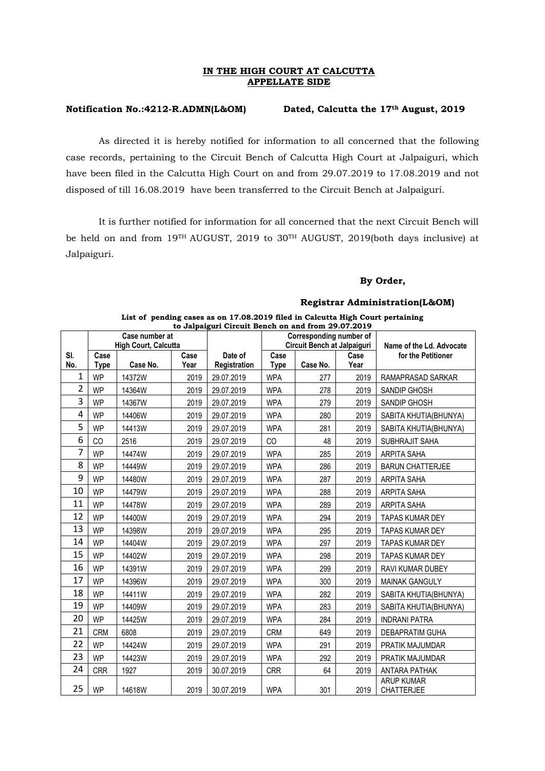**IN THE HIGH COURT AT CALCUTTA**
**APPELLATE SIDE**

**Notification No.:4212-R.ADMN(L&OM)** **Dated, Calcutta the 17th August, 2019**

As directed it is hereby notified for information to all concerned that the following case records, pertaining to the Circuit Bench of Calcutta High Court at Jalpaiguri, which have been filed in the Calcutta High Court on and from 29.07.2019 to 17.08.2019 and not disposed of till 16.08.2019 have been transferred to the Circuit Bench at Jalpaiguri.

It is further notified for information for all concerned that the next Circuit Bench will be held on and from 19TH AUGUST, 2019 to 30TH AUGUST, 2019(both days inclusive) at Jalpaiguri.

**By Order,**

**Registrar Administration(L&OM)**

**List of pending cases as on 17.08.2019 filed in Calcutta High Court pertaining to Jalpaiguri Circuit Bench on and from 29.07.2019**

| | Case number at High Court, Calcutta | | | | Corresponding number of Circuit Bench at Jalpaiguri | | | Name of the Ld. Advocate for the Petitioner |
|---|---|---|---|---|---|---|---|---|
| Sl. No. | Case Type | Case No. | Case Year | Date of Registration | Case Type | Case No. | Case Year | |
| 1 | WP | 14372W | 2019 | 29.07.2019 | WPA | 277 | 2019 | RAMAPRASAD SARKAR |
| 2 | WP | 14364W | 2019 | 29.07.2019 | WPA | 278 | 2019 | SANDIP GHOSH |
| 3 | WP | 14367W | 2019 | 29.07.2019 | WPA | 279 | 2019 | SANDIP GHOSH |
| 4 | WP | 14406W | 2019 | 29.07.2019 | WPA | 280 | 2019 | SABITA KHUTIA(BHUNYA) |
| 5 | WP | 14413W | 2019 | 29.07.2019 | WPA | 281 | 2019 | SABITA KHUTIA(BHUNYA) |
| 6 | CO | 2516 | 2019 | 29.07.2019 | CO | 48 | 2019 | SUBHRAJIT SAHA |
| 7 | WP | 14474W | 2019 | 29.07.2019 | WPA | 285 | 2019 | ARPITA SAHA |
| 8 | WP | 14449W | 2019 | 29.07.2019 | WPA | 286 | 2019 | BARUN CHATTERJEE |
| 9 | WP | 14480W | 2019 | 29.07.2019 | WPA | 287 | 2019 | ARPITA SAHA |
| 10 | WP | 14479W | 2019 | 29.07.2019 | WPA | 288 | 2019 | ARPITA SAHA |
| 11 | WP | 14478W | 2019 | 29.07.2019 | WPA | 289 | 2019 | ARPITA SAHA |
| 12 | WP | 14400W | 2019 | 29.07.2019 | WPA | 294 | 2019 | TAPAS KUMAR DEY |
| 13 | WP | 14398W | 2019 | 29.07.2019 | WPA | 295 | 2019 | TAPAS KUMAR DEY |
| 14 | WP | 14404W | 2019 | 29.07.2019 | WPA | 297 | 2019 | TAPAS KUMAR DEY |
| 15 | WP | 14402W | 2019 | 29.07.2019 | WPA | 298 | 2019 | TAPAS KUMAR DEY |
| 16 | WP | 14391W | 2019 | 29.07.2019 | WPA | 299 | 2019 | RAVI KUMAR DUBEY |
| 17 | WP | 14396W | 2019 | 29.07.2019 | WPA | 300 | 2019 | MAINAK GANGULY |
| 18 | WP | 14411W | 2019 | 29.07.2019 | WPA | 282 | 2019 | SABITA KHUTIA(BHUNYA) |
| 19 | WP | 14409W | 2019 | 29.07.2019 | WPA | 283 | 2019 | SABITA KHUTIA(BHUNYA) |
| 20 | WP | 14425W | 2019 | 29.07.2019 | WPA | 284 | 2019 | INDRANI PATRA |
| 21 | CRM | 6808 | 2019 | 29.07.2019 | CRM | 649 | 2019 | DEBAPRATIM GUHA |
| 22 | WP | 14424W | 2019 | 29.07.2019 | WPA | 291 | 2019 | PRATIK MAJUMDAR |
| 23 | WP | 14423W | 2019 | 29.07.2019 | WPA | 292 | 2019 | PRATIK MAJUMDAR |
| 24 | CRR | 1927 | 2019 | 30.07.2019 | CRR | 64 | 2019 | ANTARA PATHAK |
| 25 | WP | 14618W | 2019 | 30.07.2019 | WPA | 301 | 2019 | ARUP KUMAR CHATTERJEE |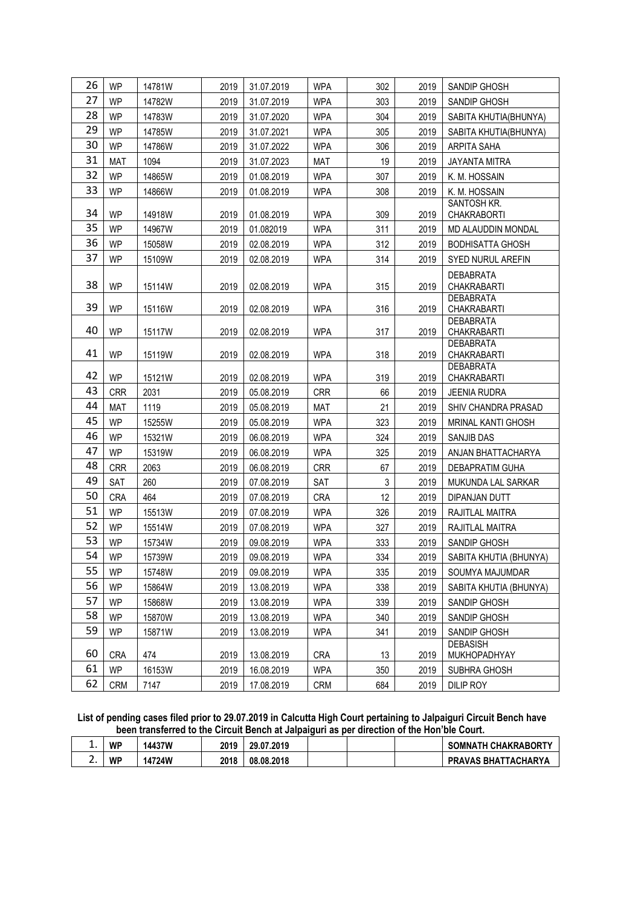| | | | | | | | | |
|---|---|---|---|---|---|---|---|---|
| 26 | WP | 14781W | 2019 | 31.07.2019 | WPA | 302 | 2019 | SANDIP GHOSH |
| 27 | WP | 14782W | 2019 | 31.07.2019 | WPA | 303 | 2019 | SANDIP GHOSH |
| 28 | WP | 14783W | 2019 | 31.07.2020 | WPA | 304 | 2019 | SABITA KHUTIA(BHUNYA) |
| 29 | WP | 14785W | 2019 | 31.07.2021 | WPA | 305 | 2019 | SABITA KHUTIA(BHUNYA) |
| 30 | WP | 14786W | 2019 | 31.07.2022 | WPA | 306 | 2019 | ARPITA SAHA |
| 31 | MAT | 1094 | 2019 | 31.07.2023 | MAT | 19 | 2019 | JAYANTA MITRA |
| 32 | WP | 14865W | 2019 | 01.08.2019 | WPA | 307 | 2019 | K. M. HOSSAIN |
| 33 | WP | 14866W | 2019 | 01.08.2019 | WPA | 308 | 2019 | K. M. HOSSAIN |
| 34 | WP | 14918W | 2019 | 01.08.2019 | WPA | 309 | 2019 | SANTOSH KR. CHAKRABORTI |
| 35 | WP | 14967W | 2019 | 01.082019 | WPA | 311 | 2019 | MD ALAUDDIN MONDAL |
| 36 | WP | 15058W | 2019 | 02.08.2019 | WPA | 312 | 2019 | BODHISATTA GHOSH |
| 37 | WP | 15109W | 2019 | 02.08.2019 | WPA | 314 | 2019 | SYED NURUL AREFIN |
| 38 | WP | 15114W | 2019 | 02.08.2019 | WPA | 315 | 2019 | DEBABRATA CHAKRABARTI |
| 39 | WP | 15116W | 2019 | 02.08.2019 | WPA | 316 | 2019 | DEBABRATA CHAKRABARTI |
| 40 | WP | 15117W | 2019 | 02.08.2019 | WPA | 317 | 2019 | DEBABRATA CHAKRABARTI |
| 41 | WP | 15119W | 2019 | 02.08.2019 | WPA | 318 | 2019 | DEBABRATA CHAKRABARTI |
| 42 | WP | 15121W | 2019 | 02.08.2019 | WPA | 319 | 2019 | DEBABRATA CHAKRABARTI |
| 43 | CRR | 2031 | 2019 | 05.08.2019 | CRR | 66 | 2019 | JEENIA RUDRA |
| 44 | MAT | 1119 | 2019 | 05.08.2019 | MAT | 21 | 2019 | SHIV CHANDRA PRASAD |
| 45 | WP | 15255W | 2019 | 05.08.2019 | WPA | 323 | 2019 | MRINAL KANTI GHOSH |
| 46 | WP | 15321W | 2019 | 06.08.2019 | WPA | 324 | 2019 | SANJIB DAS |
| 47 | WP | 15319W | 2019 | 06.08.2019 | WPA | 325 | 2019 | ANJAN BHATTACHARYA |
| 48 | CRR | 2063 | 2019 | 06.08.2019 | CRR | 67 | 2019 | DEBAPRATIM GUHA |
| 49 | SAT | 260 | 2019 | 07.08.2019 | SAT | 3 | 2019 | MUKUNDA LAL SARKAR |
| 50 | CRA | 464 | 2019 | 07.08.2019 | CRA | 12 | 2019 | DIPANJAN DUTT |
| 51 | WP | 15513W | 2019 | 07.08.2019 | WPA | 326 | 2019 | RAJITLAL MAITRA |
| 52 | WP | 15514W | 2019 | 07.08.2019 | WPA | 327 | 2019 | RAJITLAL MAITRA |
| 53 | WP | 15734W | 2019 | 09.08.2019 | WPA | 333 | 2019 | SANDIP GHOSH |
| 54 | WP | 15739W | 2019 | 09.08.2019 | WPA | 334 | 2019 | SABITA KHUTIA (BHUNYA) |
| 55 | WP | 15748W | 2019 | 09.08.2019 | WPA | 335 | 2019 | SOUMYA MAJUMDAR |
| 56 | WP | 15864W | 2019 | 13.08.2019 | WPA | 338 | 2019 | SABITA KHUTIA (BHUNYA) |
| 57 | WP | 15868W | 2019 | 13.08.2019 | WPA | 339 | 2019 | SANDIP GHOSH |
| 58 | WP | 15870W | 2019 | 13.08.2019 | WPA | 340 | 2019 | SANDIP GHOSH |
| 59 | WP | 15871W | 2019 | 13.08.2019 | WPA | 341 | 2019 | SANDIP GHOSH |
| 60 | CRA | 474 | 2019 | 13.08.2019 | CRA | 13 | 2019 | DEBASISH MUKHOPADHYAY |
| 61 | WP | 16153W | 2019 | 16.08.2019 | WPA | 350 | 2019 | SUBHRA GHOSH |
| 62 | CRM | 7147 | 2019 | 17.08.2019 | CRM | 684 | 2019 | DILIP ROY |

**List of pending cases filed prior to 29.07.2019 in Calcutta High Court pertaining to Jalpaiguri Circuit Bench have been transferred to the Circuit Bench at Jalpaiguri as per direction of the Hon'ble Court.**

| | | | | | | | | |
|---|---|---|---|---|---|---|---|---|
| 1. | **WP** | **14437W** | **2019** | **29.07.2019** | | | | **SOMNATH CHAKRABORTY** |
| 2. | **WP** | **14724W** | **2018** | **08.08.2018** | | | | **PRAVAS BHATTACHARYA** |